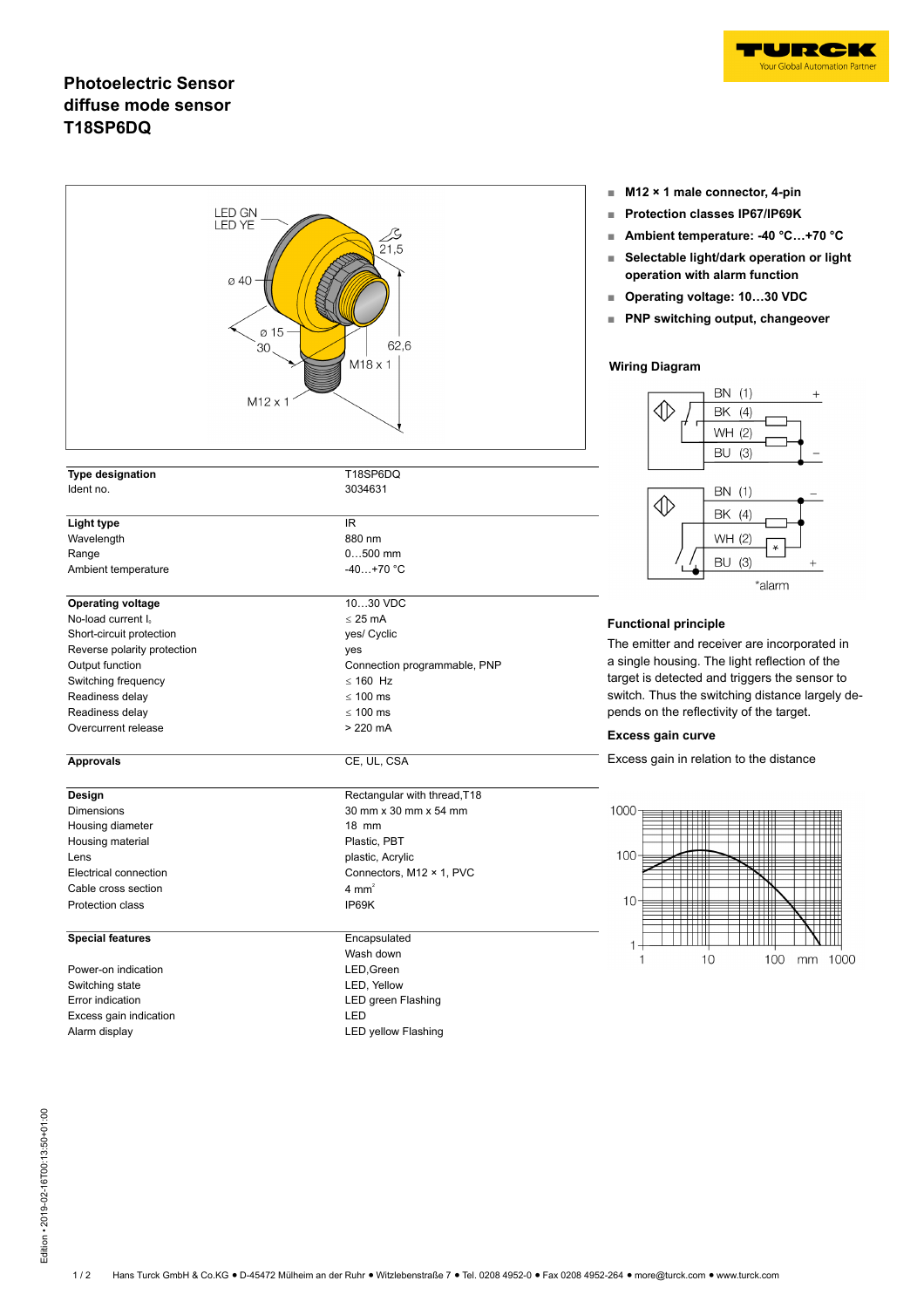# Photoelectric Sensor
# diffuse mode sensor
# T18SP6DQ

- **M12 × 1 male connector, 4-pin**
- **Protection classes IP67/IP69K**
- **Ambient temperature: -40 °C…+70 °C**
- **Selectable light/dark operation or light operation with alarm function**
- **Operating voltage: 10…30 VDC**
- **PNP switching output, changeover**

| **Type designation** | T18SP6DQ |
|---|---|
| Ident no. | 3034631 |
| | |
| **Light type** | IR |
| Wavelength | 880 nm |
| Range | 0…500 mm |
| Ambient temperature | -40…+70 °C |
| | |
| **Operating voltage** | 10…30 VDC |
| No-load current $I_0$ | ≤ 25 mA |
| Short-circuit protection | yes/ Cyclic |
| Reverse polarity protection | yes |
| Output function | Connection programmable, PNP |
| Switching frequency | ≤ 160 Hz |
| Readiness delay | ≤ 100 ms |
| Readiness delay | ≤ 100 ms |
| Overcurrent release | > 220 mA |
| | |
| **Approvals** | CE, UL, CSA |
| | |
| **Design** | Rectangular with thread,T18 |
| Dimensions | 30 mm x 30 mm x 54 mm |
| Housing diameter | 18 mm |
| Housing material | Plastic, PBT |
| Lens | plastic, Acrylic |
| Electrical connection | Connectors, M12 × 1, PVC |
| Cable cross section | 4 $mm^2$ |
| Protection class | IP69K |
| | |
| **Special features** | Encapsulated |
| | Wash down |
| Power-on indication | LED,Green |
| Switching state | LED, Yellow |
| Error indication | LED green Flashing |
| Excess gain indication | LED |
| Alarm display | LED yellow Flashing |

### Wiring Diagram

### Functional principle

The emitter and receiver are incorporated in a single housing. The light reflection of the target is detected and triggers the sensor to switch. Thus the switching distance largely depends on the reflectivity of the target.

### Excess gain curve

Excess gain in relation to the distance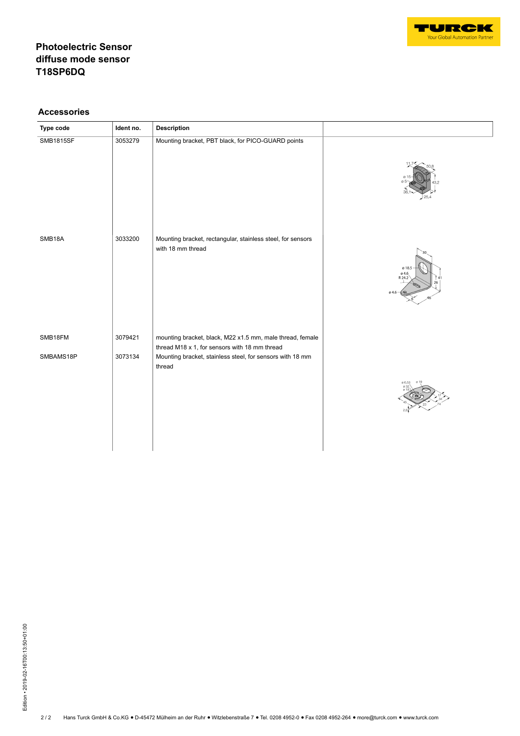# Photoelectric Sensor diffuse mode sensor T18SP6DQ

## Accessories

| Type code | Ident no. | Description | |
|---|---|---|---|
| SMB1815SF | 3053279 | Mounting bracket, PBT black, for PICO-GUARD points | |
| SMB18A | 3033200 | Mounting bracket, rectangular, stainless steel, for sensors with 18 mm thread | |
| SMB18FM | 3079421 | mounting bracket, black, M22 x1.5 mm, male thread, female thread M18 x 1, for sensors with 18 mm thread | |
| SMBAMS18P | 3073134 | Mounting bracket, stainless steel, for sensors with 18 mm thread | |